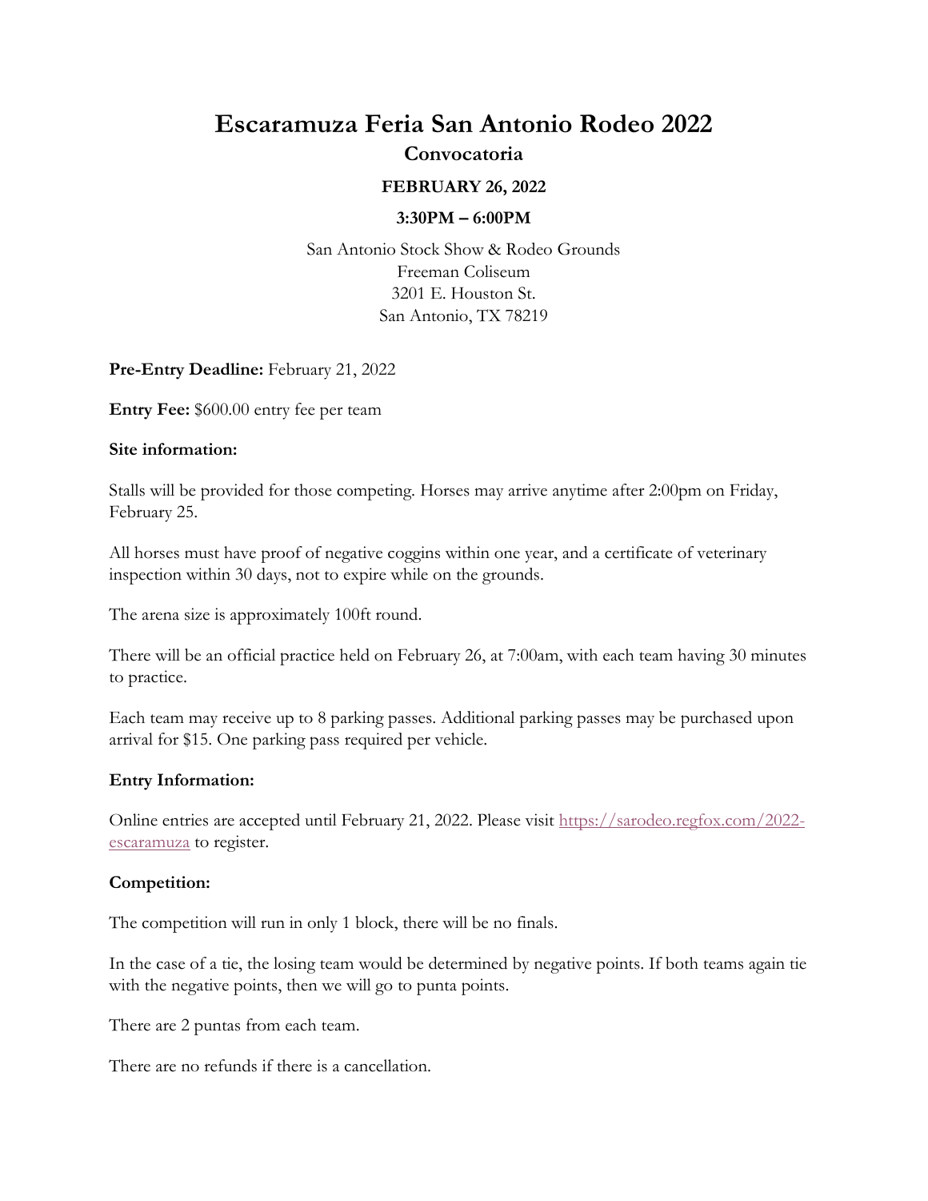# Escaramuza Feria San Antonio Rodeo 2022

## Convocatoria

### FEBRUARY 26, 2022

### 3:30PM – 6:00PM

San Antonio Stock Show & Rodeo Grounds
Freeman Coliseum
3201 E. Houston St.
San Antonio, TX 78219

**Pre-Entry Deadline:** February 21, 2022

**Entry Fee:** $600.00 entry fee per team

**Site information:**

Stalls will be provided for those competing. Horses may arrive anytime after 2:00pm on Friday, February 25.

All horses must have proof of negative coggins within one year, and a certificate of veterinary inspection within 30 days, not to expire while on the grounds.

The arena size is approximately 100ft round.

There will be an official practice held on February 26, at 7:00am, with each team having 30 minutes to practice.

Each team may receive up to 8 parking passes. Additional parking passes may be purchased upon arrival for $15. One parking pass required per vehicle.

**Entry Information:**

Online entries are accepted until February 21, 2022. Please visit https://sarodeo.regfox.com/2022-escaramuza to register.

**Competition:**

The competition will run in only 1 block, there will be no finals.

In the case of a tie, the losing team would be determined by negative points. If both teams again tie with the negative points, then we will go to punta points.

There are 2 puntas from each team.

There are no refunds if there is a cancellation.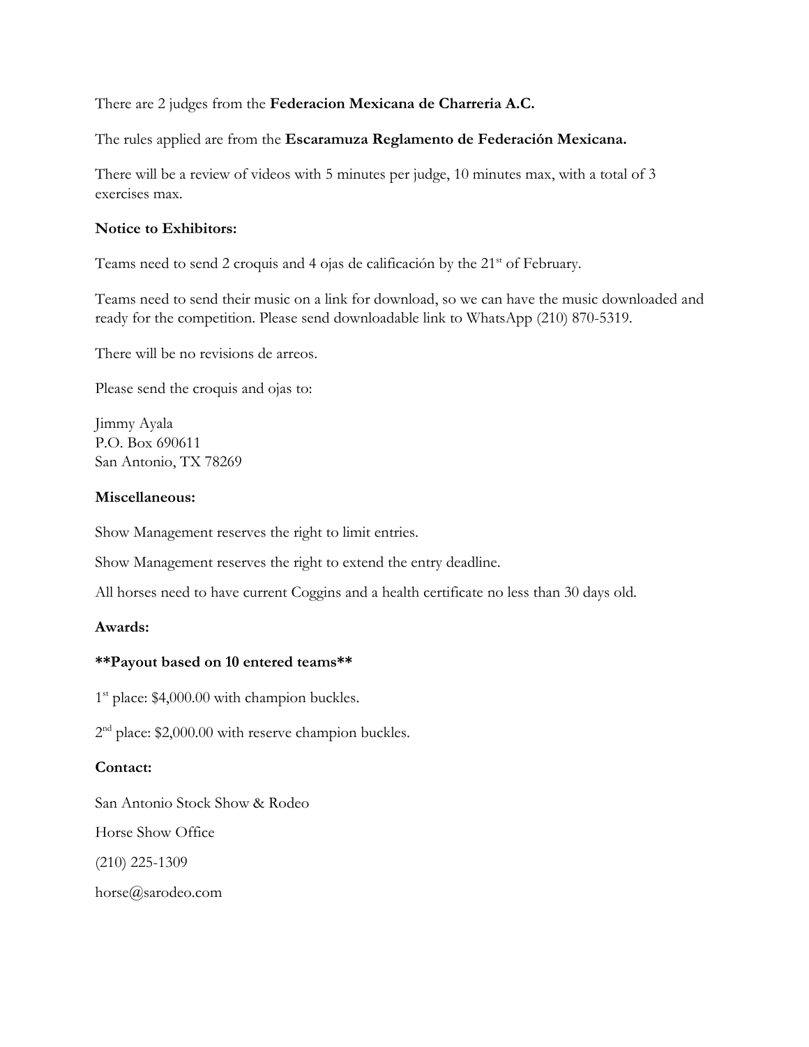There are 2 judges from the **Federacion Mexicana de Charreria A.C.**

The rules applied are from the **Escaramuza Reglamento de Federación Mexicana.**

There will be a review of videos with 5 minutes per judge, 10 minutes max, with a total of 3 exercises max.

**Notice to Exhibitors:**

Teams need to send 2 croquis and 4 ojas de calificación by the 21st of February.

Teams need to send their music on a link for download, so we can have the music downloaded and ready for the competition. Please send downloadable link to WhatsApp (210) 870-5319.

There will be no revisions de arreos.

Please send the croquis and ojas to:

Jimmy Ayala
P.O. Box 690611
San Antonio, TX 78269

**Miscellaneous:**

Show Management reserves the right to limit entries.

Show Management reserves the right to extend the entry deadline.

All horses need to have current Coggins and a health certificate no less than 30 days old.

**Awards:**

**\*\*Payout based on 10 entered teams\*\***

1st place: $4,000.00 with champion buckles.

2nd place: $2,000.00 with reserve champion buckles.

**Contact:**

San Antonio Stock Show & Rodeo

Horse Show Office

(210) 225-1309

horse@sarodeo.com